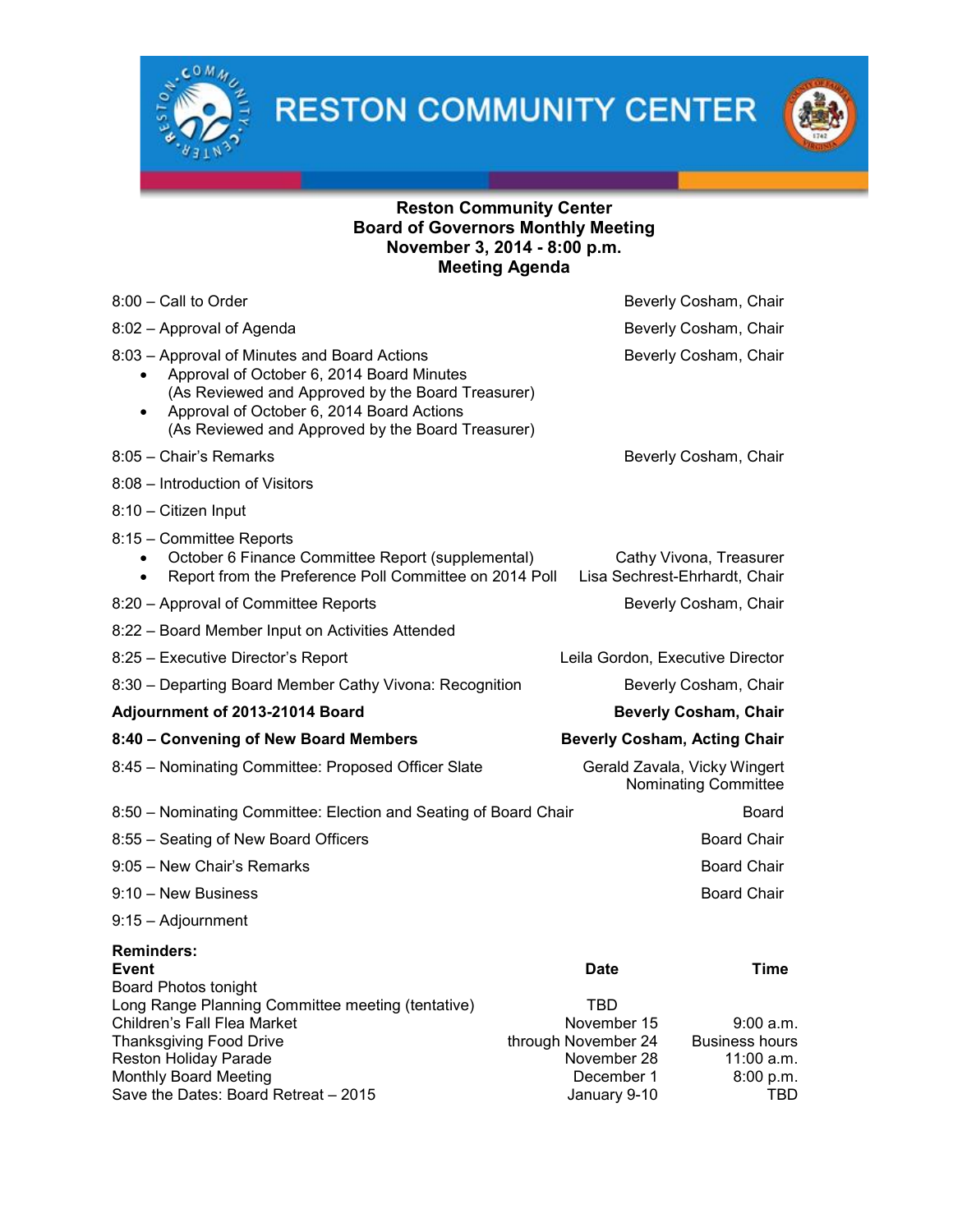# RESTON COMMUNITY CENTER

**Reston Community Center**
**Board of Governors Monthly Meeting**
**November 3, 2014 - 8:00 p.m.**
**Meeting Agenda**

| Time / Item | Presenter |
|---|---|
| 8:00 – Call to Order | Beverly Cosham, Chair |
| 8:02 – Approval of Agenda | Beverly Cosham, Chair |
| 8:03 – Approval of Minutes and Board Actions<br>• Approval of October 6, 2014 Board Minutes (As Reviewed and Approved by the Board Treasurer)<br>• Approval of October 6, 2014 Board Actions (As Reviewed and Approved by the Board Treasurer) | Beverly Cosham, Chair |
| 8:05 – Chair's Remarks | Beverly Cosham, Chair |
| 8:08 – Introduction of Visitors | |
| 8:10 – Citizen Input | |
| 8:15 – Committee Reports<br>• October 6 Finance Committee Report (supplemental)<br>• Report from the Preference Poll Committee on 2014 Poll | <br>Cathy Vivona, Treasurer<br>Lisa Sechrest-Ehrhardt, Chair |
| 8:20 – Approval of Committee Reports | Beverly Cosham, Chair |
| 8:22 – Board Member Input on Activities Attended | |
| 8:25 – Executive Director's Report | Leila Gordon, Executive Director |
| 8:30 – Departing Board Member Cathy Vivona: Recognition | Beverly Cosham, Chair |
| **Adjournment of 2013-21014 Board** | **Beverly Cosham, Chair** |
| **8:40 – Convening of New Board Members** | **Beverly Cosham, Acting Chair** |
| 8:45 – Nominating Committee: Proposed Officer Slate | Gerald Zavala, Vicky Wingert Nominating Committee |
| 8:50 – Nominating Committee: Election and Seating of Board Chair | Board |
| 8:55 – Seating of New Board Officers | Board Chair |
| 9:05 – New Chair's Remarks | Board Chair |
| 9:10 – New Business | Board Chair |
| 9:15 – Adjournment | |

**Reminders:**

| **Event** | **Date** | **Time** |
|---|---|---|
| Board Photos tonight | | |
| Long Range Planning Committee meeting (tentative) | TBD | |
| Children's Fall Flea Market | November 15 | 9:00 a.m. |
| Thanksgiving Food Drive | through November 24 | Business hours |
| Reston Holiday Parade | November 28 | 11:00 a.m. |
| Monthly Board Meeting | December 1 | 8:00 p.m. |
| Save the Dates: Board Retreat – 2015 | January 9-10 | TBD |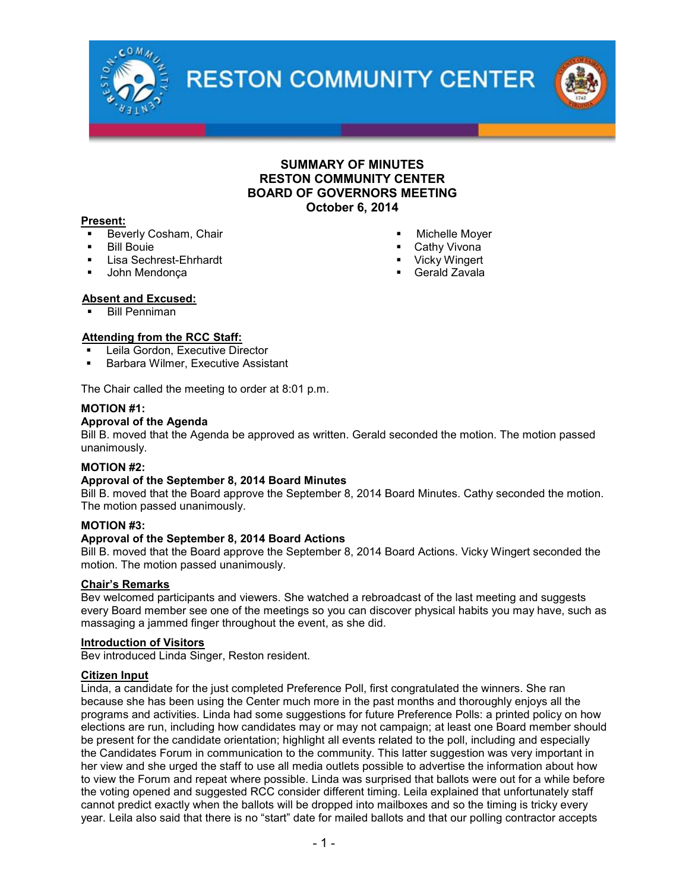# RESTON COMMUNITY CENTER

## SUMMARY OF MINUTES
## RESTON COMMUNITY CENTER
## BOARD OF GOVERNORS MEETING
## October 6, 2014

**Present:**

- Beverly Cosham, Chair
- Bill Bouie
- Lisa Sechrest-Ehrhardt
- John Mendonça
- Michelle Moyer
- Cathy Vivona
- Vicky Wingert
- Gerald Zavala

**Absent and Excused:**

- Bill Penniman

**Attending from the RCC Staff:**

- Leila Gordon, Executive Director
- Barbara Wilmer, Executive Assistant

The Chair called the meeting to order at 8:01 p.m.

**MOTION #1:**
**Approval of the Agenda**
Bill B. moved that the Agenda be approved as written. Gerald seconded the motion. The motion passed unanimously.

**MOTION #2:**
**Approval of the September 8, 2014 Board Minutes**
Bill B. moved that the Board approve the September 8, 2014 Board Minutes. Cathy seconded the motion. The motion passed unanimously.

**MOTION #3:**
**Approval of the September 8, 2014 Board Actions**
Bill B. moved that the Board approve the September 8, 2014 Board Actions. Vicky Wingert seconded the motion. The motion passed unanimously.

**Chair's Remarks**
Bev welcomed participants and viewers. She watched a rebroadcast of the last meeting and suggests every Board member see one of the meetings so you can discover physical habits you may have, such as massaging a jammed finger throughout the event, as she did.

**Introduction of Visitors**
Bev introduced Linda Singer, Reston resident.

**Citizen Input**
Linda, a candidate for the just completed Preference Poll, first congratulated the winners. She ran because she has been using the Center much more in the past months and thoroughly enjoys all the programs and activities. Linda had some suggestions for future Preference Polls: a printed policy on how elections are run, including how candidates may or may not campaign; at least one Board member should be present for the candidate orientation; highlight all events related to the poll, including and especially the Candidates Forum in communication to the community. This latter suggestion was very important in her view and she urged the staff to use all media outlets possible to advertise the information about how to view the Forum and repeat where possible. Linda was surprised that ballots were out for a while before the voting opened and suggested RCC consider different timing. Leila explained that unfortunately staff cannot predict exactly when the ballots will be dropped into mailboxes and so the timing is tricky every year. Leila also said that there is no "start" date for mailed ballots and that our polling contractor accepts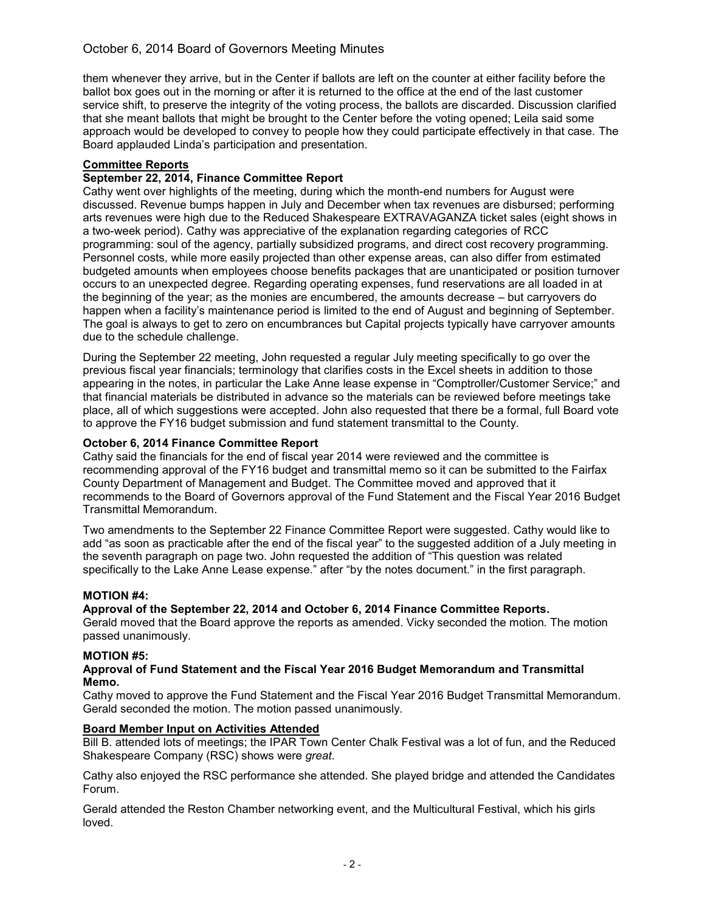them whenever they arrive, but in the Center if ballots are left on the counter at either facility before the ballot box goes out in the morning or after it is returned to the office at the end of the last customer service shift, to preserve the integrity of the voting process, the ballots are discarded. Discussion clarified that she meant ballots that might be brought to the Center before the voting opened; Leila said some approach would be developed to convey to people how they could participate effectively in that case. The Board applauded Linda's participation and presentation.

## Committee Reports

### September 22, 2014, Finance Committee Report

Cathy went over highlights of the meeting, during which the month-end numbers for August were discussed. Revenue bumps happen in July and December when tax revenues are disbursed; performing arts revenues were high due to the Reduced Shakespeare EXTRAVAGANZA ticket sales (eight shows in a two-week period). Cathy was appreciative of the explanation regarding categories of RCC programming: soul of the agency, partially subsidized programs, and direct cost recovery programming. Personnel costs, while more easily projected than other expense areas, can also differ from estimated budgeted amounts when employees choose benefits packages that are unanticipated or position turnover occurs to an unexpected degree. Regarding operating expenses, fund reservations are all loaded in at the beginning of the year; as the monies are encumbered, the amounts decrease – but carryovers do happen when a facility's maintenance period is limited to the end of August and beginning of September. The goal is always to get to zero on encumbrances but Capital projects typically have carryover amounts due to the schedule challenge.

During the September 22 meeting, John requested a regular July meeting specifically to go over the previous fiscal year financials; terminology that clarifies costs in the Excel sheets in addition to those appearing in the notes, in particular the Lake Anne lease expense in "Comptroller/Customer Service;" and that financial materials be distributed in advance so the materials can be reviewed before meetings take place, all of which suggestions were accepted. John also requested that there be a formal, full Board vote to approve the FY16 budget submission and fund statement transmittal to the County.

### October 6, 2014 Finance Committee Report

Cathy said the financials for the end of fiscal year 2014 were reviewed and the committee is recommending approval of the FY16 budget and transmittal memo so it can be submitted to the Fairfax County Department of Management and Budget. The Committee moved and approved that it recommends to the Board of Governors approval of the Fund Statement and the Fiscal Year 2016 Budget Transmittal Memorandum.

Two amendments to the September 22 Finance Committee Report were suggested. Cathy would like to add "as soon as practicable after the end of the fiscal year" to the suggested addition of a July meeting in the seventh paragraph on page two. John requested the addition of "This question was related specifically to the Lake Anne Lease expense." after "by the notes document." in the first paragraph.

**MOTION #4:**

**Approval of the September 22, 2014 and October 6, 2014 Finance Committee Reports.**

Gerald moved that the Board approve the reports as amended. Vicky seconded the motion. The motion passed unanimously.

**MOTION #5:**

**Approval of Fund Statement and the Fiscal Year 2016 Budget Memorandum and Transmittal Memo.**

Cathy moved to approve the Fund Statement and the Fiscal Year 2016 Budget Transmittal Memorandum. Gerald seconded the motion. The motion passed unanimously.

## Board Member Input on Activities Attended

Bill B. attended lots of meetings; the IPAR Town Center Chalk Festival was a lot of fun, and the Reduced Shakespeare Company (RSC) shows were *great*.

Cathy also enjoyed the RSC performance she attended. She played bridge and attended the Candidates Forum.

Gerald attended the Reston Chamber networking event, and the Multicultural Festival, which his girls loved.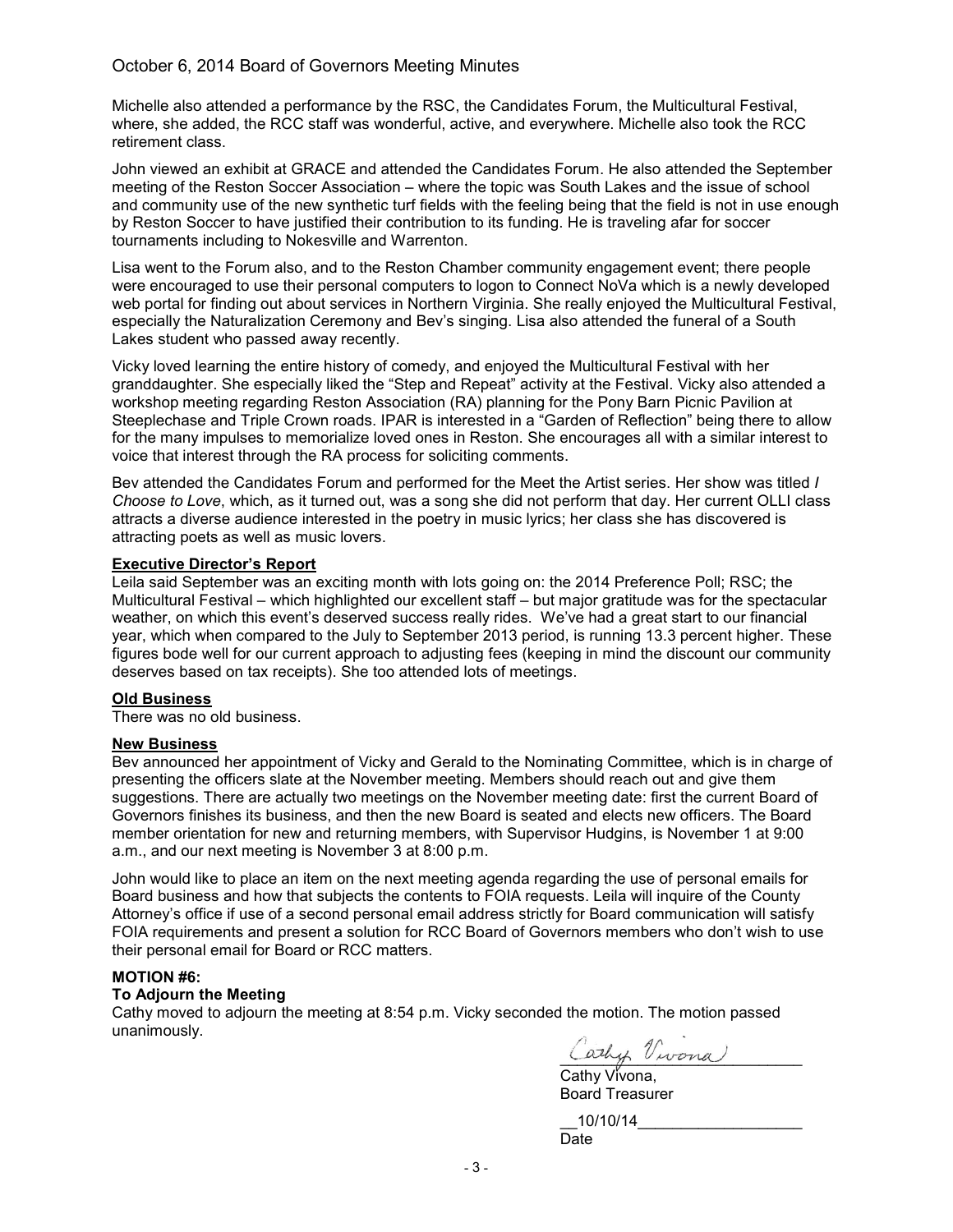Michelle also attended a performance by the RSC, the Candidates Forum, the Multicultural Festival, where, she added, the RCC staff was wonderful, active, and everywhere. Michelle also took the RCC retirement class.

John viewed an exhibit at GRACE and attended the Candidates Forum. He also attended the September meeting of the Reston Soccer Association – where the topic was South Lakes and the issue of school and community use of the new synthetic turf fields with the feeling being that the field is not in use enough by Reston Soccer to have justified their contribution to its funding. He is traveling afar for soccer tournaments including to Nokesville and Warrenton.

Lisa went to the Forum also, and to the Reston Chamber community engagement event; there people were encouraged to use their personal computers to logon to Connect NoVa which is a newly developed web portal for finding out about services in Northern Virginia. She really enjoyed the Multicultural Festival, especially the Naturalization Ceremony and Bev's singing. Lisa also attended the funeral of a South Lakes student who passed away recently.

Vicky loved learning the entire history of comedy, and enjoyed the Multicultural Festival with her granddaughter. She especially liked the "Step and Repeat" activity at the Festival. Vicky also attended a workshop meeting regarding Reston Association (RA) planning for the Pony Barn Picnic Pavilion at Steeplechase and Triple Crown roads. IPAR is interested in a "Garden of Reflection" being there to allow for the many impulses to memorialize loved ones in Reston. She encourages all with a similar interest to voice that interest through the RA process for soliciting comments.

Bev attended the Candidates Forum and performed for the Meet the Artist series. Her show was titled *I Choose to Love*, which, as it turned out, was a song she did not perform that day. Her current OLLI class attracts a diverse audience interested in the poetry in music lyrics; her class she has discovered is attracting poets as well as music lovers.

**Executive Director's Report**

Leila said September was an exciting month with lots going on: the 2014 Preference Poll; RSC; the Multicultural Festival – which highlighted our excellent staff – but major gratitude was for the spectacular weather, on which this event's deserved success really rides. We've had a great start to our financial year, which when compared to the July to September 2013 period, is running 13.3 percent higher. These figures bode well for our current approach to adjusting fees (keeping in mind the discount our community deserves based on tax receipts). She too attended lots of meetings.

**Old Business**

There was no old business.

**New Business**

Bev announced her appointment of Vicky and Gerald to the Nominating Committee, which is in charge of presenting the officers slate at the November meeting. Members should reach out and give them suggestions. There are actually two meetings on the November meeting date: first the current Board of Governors finishes its business, and then the new Board is seated and elects new officers. The Board member orientation for new and returning members, with Supervisor Hudgins, is November 1 at 9:00 a.m., and our next meeting is November 3 at 8:00 p.m.

John would like to place an item on the next meeting agenda regarding the use of personal emails for Board business and how that subjects the contents to FOIA requests. Leila will inquire of the County Attorney's office if use of a second personal email address strictly for Board communication will satisfy FOIA requirements and present a solution for RCC Board of Governors members who don't wish to use their personal email for Board or RCC matters.

**MOTION #6:**
**To Adjourn the Meeting**

Cathy moved to adjourn the meeting at 8:54 p.m. Vicky seconded the motion. The motion passed unanimously.

Cathy Vivona
Cathy Vivona,
Board Treasurer

10/10/14
Date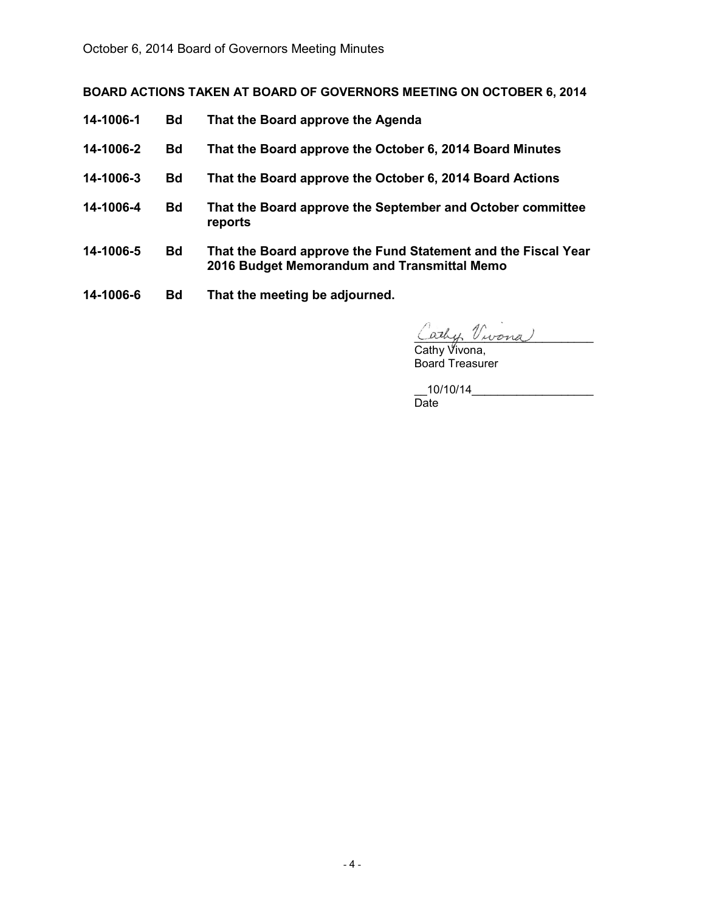**BOARD ACTIONS TAKEN AT BOARD OF GOVERNORS MEETING ON OCTOBER 6, 2014**

| | | |
|---|---|---|
| **14-1006-1** | **Bd** | **That the Board approve the Agenda** |
| **14-1006-2** | **Bd** | **That the Board approve the October 6, 2014 Board Minutes** |
| **14-1006-3** | **Bd** | **That the Board approve the October 6, 2014 Board Actions** |
| **14-1006-4** | **Bd** | **That the Board approve the September and October committee reports** |
| **14-1006-5** | **Bd** | **That the Board approve the Fund Statement and the Fiscal Year 2016 Budget Memorandum and Transmittal Memo** |
| **14-1006-6** | **Bd** | **That the meeting be adjourned.** |

Cathy Vivona

Cathy Vivona,
Board Treasurer

10/10/14
Date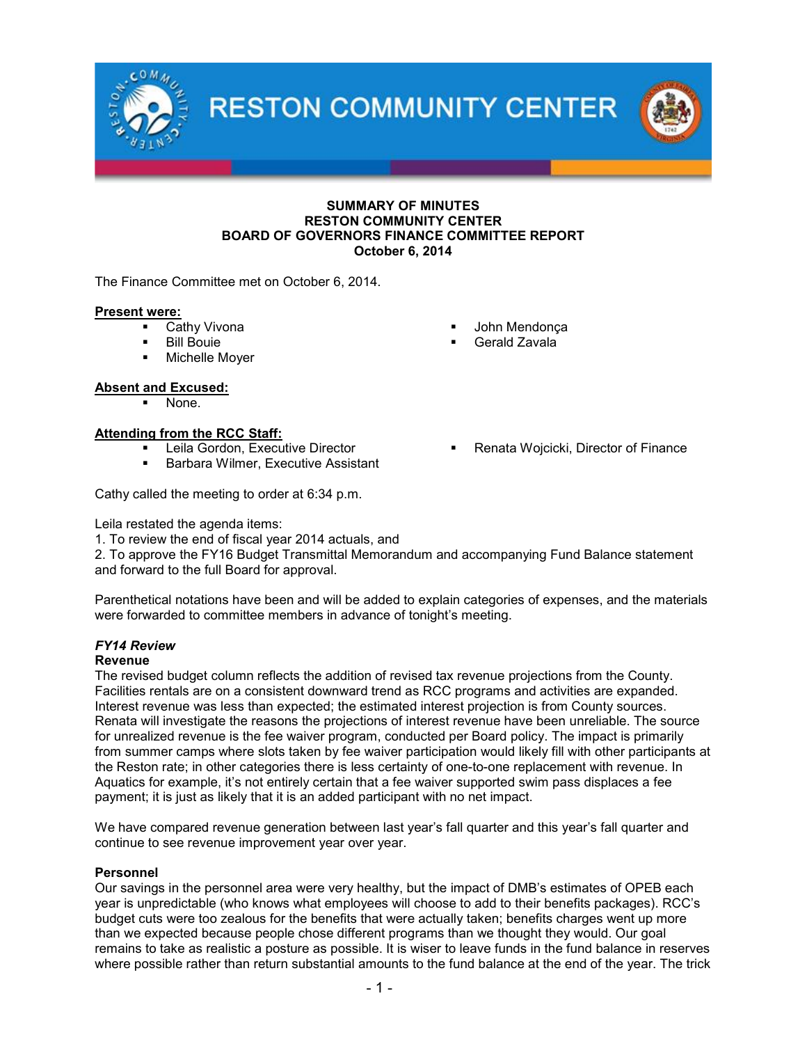**SUMMARY OF MINUTES**
**RESTON COMMUNITY CENTER**
**BOARD OF GOVERNORS FINANCE COMMITTEE REPORT**
**October 6, 2014**

The Finance Committee met on October 6, 2014.

**Present were:**

- Cathy Vivona
- Bill Bouie
- Michelle Moyer
- John Mendonça
- Gerald Zavala

**Absent and Excused:**

- None.

**Attending from the RCC Staff:**

- Leila Gordon, Executive Director
- Barbara Wilmer, Executive Assistant
- Renata Wojcicki, Director of Finance

Cathy called the meeting to order at 6:34 p.m.

Leila restated the agenda items:
1. To review the end of fiscal year 2014 actuals, and
2. To approve the FY16 Budget Transmittal Memorandum and accompanying Fund Balance statement and forward to the full Board for approval.

Parenthetical notations have been and will be added to explain categories of expenses, and the materials were forwarded to committee members in advance of tonight's meeting.

***FY14 Review***

**Revenue**

The revised budget column reflects the addition of revised tax revenue projections from the County. Facilities rentals are on a consistent downward trend as RCC programs and activities are expanded. Interest revenue was less than expected; the estimated interest projection is from County sources. Renata will investigate the reasons the projections of interest revenue have been unreliable. The source for unrealized revenue is the fee waiver program, conducted per Board policy. The impact is primarily from summer camps where slots taken by fee waiver participation would likely fill with other participants at the Reston rate; in other categories there is less certainty of one-to-one replacement with revenue. In Aquatics for example, it's not entirely certain that a fee waiver supported swim pass displaces a fee payment; it is just as likely that it is an added participant with no net impact.

We have compared revenue generation between last year's fall quarter and this year's fall quarter and continue to see revenue improvement year over year.

**Personnel**

Our savings in the personnel area were very healthy, but the impact of DMB's estimates of OPEB each year is unpredictable (who knows what employees will choose to add to their benefits packages). RCC's budget cuts were too zealous for the benefits that were actually taken; benefits charges went up more than we expected because people chose different programs than we thought they would. Our goal remains to take as realistic a posture as possible. It is wiser to leave funds in the fund balance in reserves where possible rather than return substantial amounts to the fund balance at the end of the year. The trick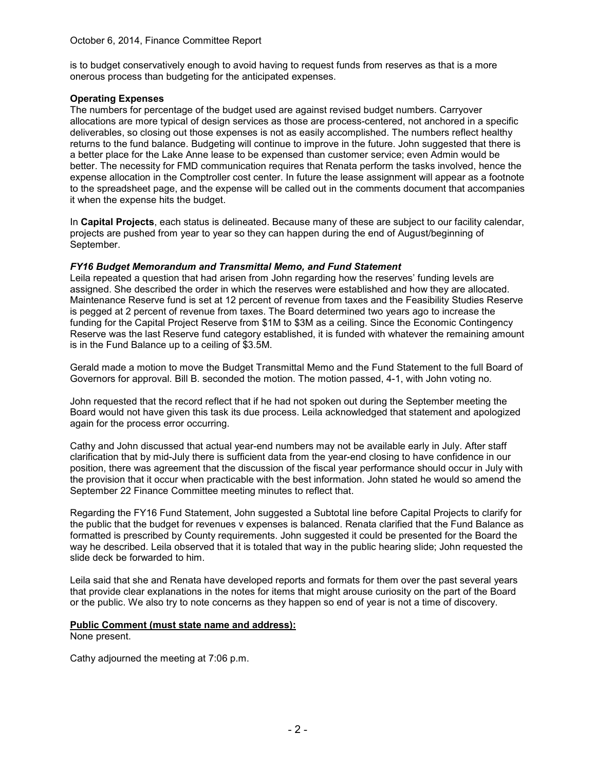is to budget conservatively enough to avoid having to request funds from reserves as that is a more onerous process than budgeting for the anticipated expenses.

**Operating Expenses**
The numbers for percentage of the budget used are against revised budget numbers. Carryover allocations are more typical of design services as those are process-centered, not anchored in a specific deliverables, so closing out those expenses is not as easily accomplished. The numbers reflect healthy returns to the fund balance. Budgeting will continue to improve in the future. John suggested that there is a better place for the Lake Anne lease to be expensed than customer service; even Admin would be better. The necessity for FMD communication requires that Renata perform the tasks involved, hence the expense allocation in the Comptroller cost center. In future the lease assignment will appear as a footnote to the spreadsheet page, and the expense will be called out in the comments document that accompanies it when the expense hits the budget.

In **Capital Projects**, each status is delineated. Because many of these are subject to our facility calendar, projects are pushed from year to year so they can happen during the end of August/beginning of September.

***FY16 Budget Memorandum and Transmittal Memo, and Fund Statement***
Leila repeated a question that had arisen from John regarding how the reserves' funding levels are assigned. She described the order in which the reserves were established and how they are allocated. Maintenance Reserve fund is set at 12 percent of revenue from taxes and the Feasibility Studies Reserve is pegged at 2 percent of revenue from taxes. The Board determined two years ago to increase the funding for the Capital Project Reserve from $1M to $3M as a ceiling. Since the Economic Contingency Reserve was the last Reserve fund category established, it is funded with whatever the remaining amount is in the Fund Balance up to a ceiling of $3.5M.

Gerald made a motion to move the Budget Transmittal Memo and the Fund Statement to the full Board of Governors for approval. Bill B. seconded the motion. The motion passed, 4-1, with John voting no.

John requested that the record reflect that if he had not spoken out during the September meeting the Board would not have given this task its due process. Leila acknowledged that statement and apologized again for the process error occurring.

Cathy and John discussed that actual year-end numbers may not be available early in July. After staff clarification that by mid-July there is sufficient data from the year-end closing to have confidence in our position, there was agreement that the discussion of the fiscal year performance should occur in July with the provision that it occur when practicable with the best information. John stated he would so amend the September 22 Finance Committee meeting minutes to reflect that.

Regarding the FY16 Fund Statement, John suggested a Subtotal line before Capital Projects to clarify for the public that the budget for revenues v expenses is balanced. Renata clarified that the Fund Balance as formatted is prescribed by County requirements. John suggested it could be presented for the Board the way he described. Leila observed that it is totaled that way in the public hearing slide; John requested the slide deck be forwarded to him.

Leila said that she and Renata have developed reports and formats for them over the past several years that provide clear explanations in the notes for items that might arouse curiosity on the part of the Board or the public. We also try to note concerns as they happen so end of year is not a time of discovery.

**Public Comment (must state name and address):**
None present.

Cathy adjourned the meeting at 7:06 p.m.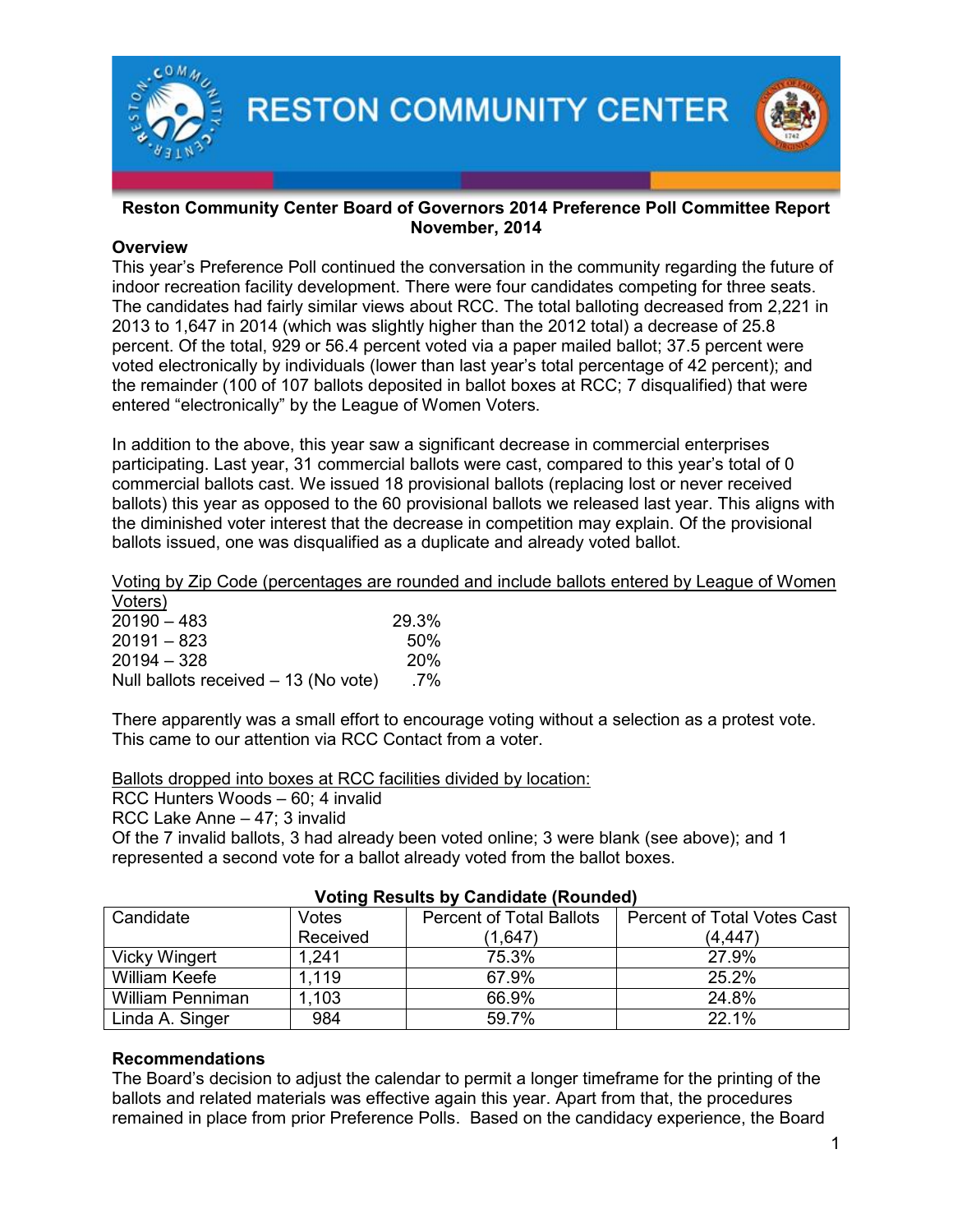# RESTON COMMUNITY CENTER

**Reston Community Center Board of Governors 2014 Preference Poll Committee Report**
**November, 2014**

**Overview**

This year's Preference Poll continued the conversation in the community regarding the future of indoor recreation facility development. There were four candidates competing for three seats. The candidates had fairly similar views about RCC. The total balloting decreased from 2,221 in 2013 to 1,647 in 2014 (which was slightly higher than the 2012 total) a decrease of 25.8 percent. Of the total, 929 or 56.4 percent voted via a paper mailed ballot; 37.5 percent were voted electronically by individuals (lower than last year's total percentage of 42 percent); and the remainder (100 of 107 ballots deposited in ballot boxes at RCC; 7 disqualified) that were entered "electronically" by the League of Women Voters.

In addition to the above, this year saw a significant decrease in commercial enterprises participating. Last year, 31 commercial ballots were cast, compared to this year's total of 0 commercial ballots cast. We issued 18 provisional ballots (replacing lost or never received ballots) this year as opposed to the 60 provisional ballots we released last year. This aligns with the diminished voter interest that the decrease in competition may explain. Of the provisional ballots issued, one was disqualified as a duplicate and already voted ballot.

Voting by Zip Code (percentages are rounded and include ballots entered by League of Women Voters)

| | |
|---|---|
| 20190 – 483 | 29.3% |
| 20191 – 823 | 50% |
| 20194 – 328 | 20% |
| Null ballots received – 13 (No vote) | .7% |

There apparently was a small effort to encourage voting without a selection as a protest vote. This came to our attention via RCC Contact from a voter.

Ballots dropped into boxes at RCC facilities divided by location:

RCC Hunters Woods – 60; 4 invalid
RCC Lake Anne – 47; 3 invalid
Of the 7 invalid ballots, 3 had already been voted online; 3 were blank (see above); and 1 represented a second vote for a ballot already voted from the ballot boxes.

**Voting Results by Candidate (Rounded)**

| Candidate | Votes Received | Percent of Total Ballots (1,647) | Percent of Total Votes Cast (4,447) |
|---|---|---|---|
| Vicky Wingert | 1,241 | 75.3% | 27.9% |
| William Keefe | 1,119 | 67.9% | 25.2% |
| William Penniman | 1,103 | 66.9% | 24.8% |
| Linda A. Singer | 984 | 59.7% | 22.1% |

**Recommendations**

The Board's decision to adjust the calendar to permit a longer timeframe for the printing of the ballots and related materials was effective again this year. Apart from that, the procedures remained in place from prior Preference Polls. Based on the candidacy experience, the Board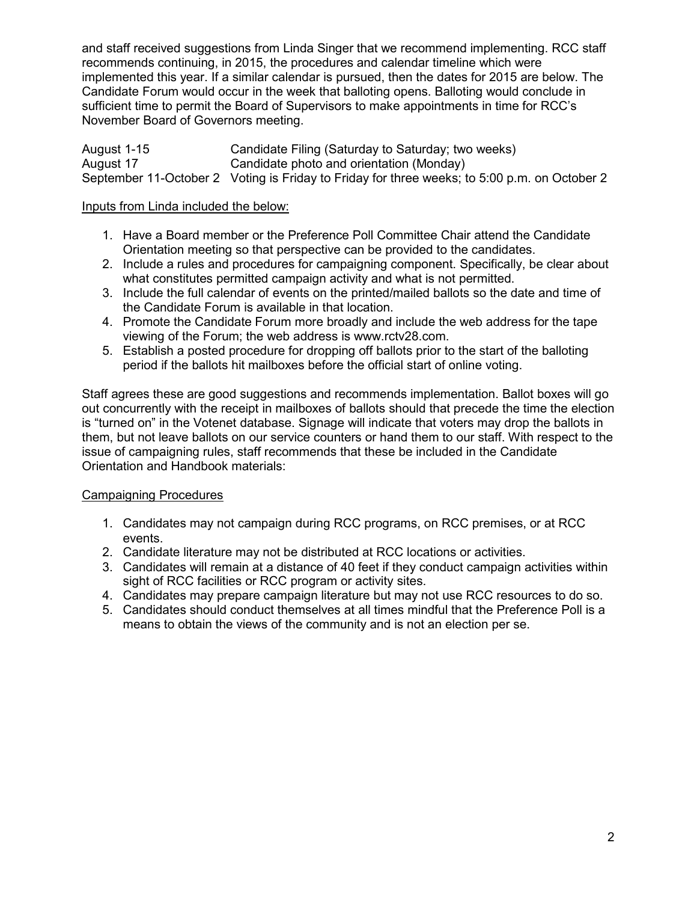and staff received suggestions from Linda Singer that we recommend implementing. RCC staff recommends continuing, in 2015, the procedures and calendar timeline which were implemented this year. If a similar calendar is pursued, then the dates for 2015 are below. The Candidate Forum would occur in the week that balloting opens. Balloting would conclude in sufficient time to permit the Board of Supervisors to make appointments in time for RCC's November Board of Governors meeting.

| | |
|---|---|
| August 1-15 | Candidate Filing (Saturday to Saturday; two weeks) |
| August 17 | Candidate photo and orientation (Monday) |
| September 11-October 2 | Voting is Friday to Friday for three weeks; to 5:00 p.m. on October 2 |

<u>Inputs from Linda included the below:</u>

1. Have a Board member or the Preference Poll Committee Chair attend the Candidate Orientation meeting so that perspective can be provided to the candidates.
2. Include a rules and procedures for campaigning component. Specifically, be clear about what constitutes permitted campaign activity and what is not permitted.
3. Include the full calendar of events on the printed/mailed ballots so the date and time of the Candidate Forum is available in that location.
4. Promote the Candidate Forum more broadly and include the web address for the tape viewing of the Forum; the web address is www.rctv28.com.
5. Establish a posted procedure for dropping off ballots prior to the start of the balloting period if the ballots hit mailboxes before the official start of online voting.

Staff agrees these are good suggestions and recommends implementation. Ballot boxes will go out concurrently with the receipt in mailboxes of ballots should that precede the time the election is "turned on" in the Votenet database. Signage will indicate that voters may drop the ballots in them, but not leave ballots on our service counters or hand them to our staff. With respect to the issue of campaigning rules, staff recommends that these be included in the Candidate Orientation and Handbook materials:

<u>Campaigning Procedures</u>

1. Candidates may not campaign during RCC programs, on RCC premises, or at RCC events.
2. Candidate literature may not be distributed at RCC locations or activities.
3. Candidates will remain at a distance of 40 feet if they conduct campaign activities within sight of RCC facilities or RCC program or activity sites.
4. Candidates may prepare campaign literature but may not use RCC resources to do so.
5. Candidates should conduct themselves at all times mindful that the Preference Poll is a means to obtain the views of the community and is not an election per se.